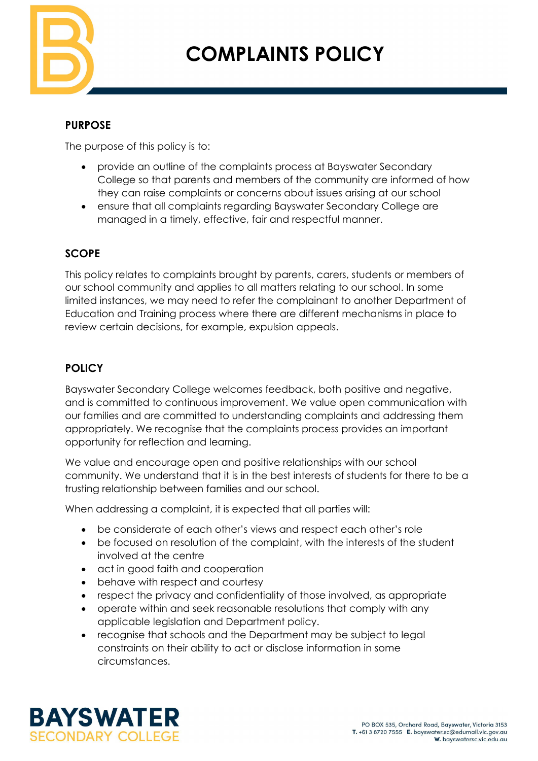# COMPLAINTS POLICY

## PURPOSE

The purpose of this policy is to:

- provide an outline of the complaints process at Bayswater Secondary College so that parents and members of the community are informed of how they can raise complaints or concerns about issues arising at our school
- ensure that all complaints regarding Bayswater Secondary College are managed in a timely, effective, fair and respectful manner.

## SCOPE

This policy relates to complaints brought by parents, carers, students or members of our school community and applies to all matters relating to our school. In some limited instances, we may need to refer the complainant to another Department of Education and Training process where there are different mechanisms in place to review certain decisions, for example, expulsion appeals.

## POLICY

Bayswater Secondary College welcomes feedback, both positive and negative, and is committed to continuous improvement. We value open communication with our families and are committed to understanding complaints and addressing them appropriately. We recognise that the complaints process provides an important opportunity for reflection and learning.

We value and encourage open and positive relationships with our school community. We understand that it is in the best interests of students for there to be a trusting relationship between families and our school.

When addressing a complaint, it is expected that all parties will:

- be considerate of each other's views and respect each other's role
- be focused on resolution of the complaint, with the interests of the student involved at the centre
- act in good faith and cooperation
- behave with respect and courtesy
- respect the privacy and confidentiality of those involved, as appropriate
- operate within and seek reasonable resolutions that comply with any applicable legislation and Department policy.
- recognise that schools and the Department may be subject to legal constraints on their ability to act or disclose information in some circumstances.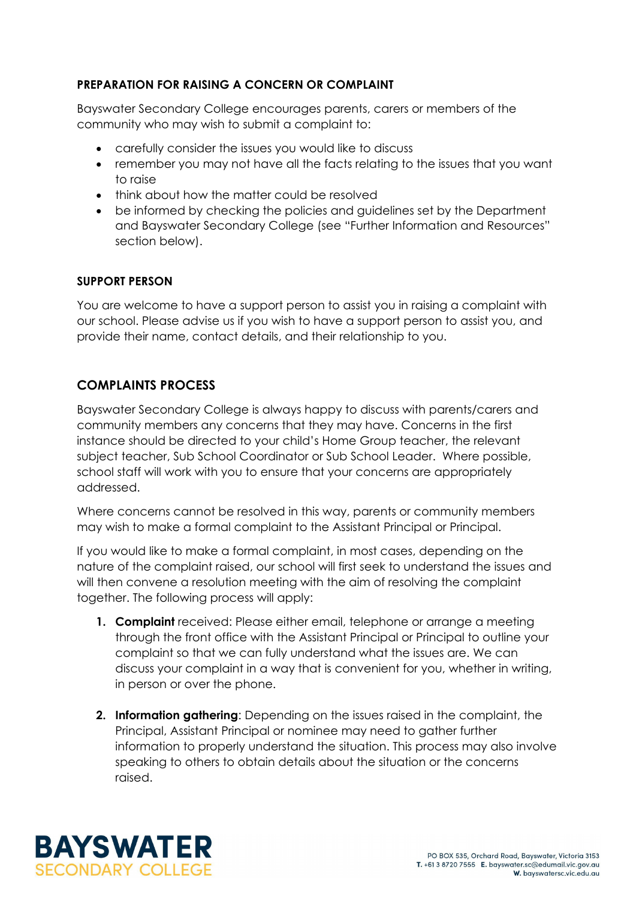**PREPARATION FOR RAISING A CONCERN OR COMPLAINT**

Bayswater Secondary College encourages parents, carers or members of the community who may wish to submit a complaint to:

- carefully consider the issues you would like to discuss
- remember you may not have all the facts relating to the issues that you want to raise
- think about how the matter could be resolved
- be informed by checking the policies and guidelines set by the Department and Bayswater Secondary College (see "Further Information and Resources" section below).

**SUPPORT PERSON**

You are welcome to have a support person to assist you in raising a complaint with our school. Please advise us if you wish to have a support person to assist you, and provide their name, contact details, and their relationship to you.

## COMPLAINTS PROCESS

Bayswater Secondary College is always happy to discuss with parents/carers and community members any concerns that they may have. Concerns in the first instance should be directed to your child's Home Group teacher, the relevant subject teacher, Sub School Coordinator or Sub School Leader. Where possible, school staff will work with you to ensure that your concerns are appropriately addressed.

Where concerns cannot be resolved in this way, parents or community members may wish to make a formal complaint to the Assistant Principal or Principal.

If you would like to make a formal complaint, in most cases, depending on the nature of the complaint raised, our school will first seek to understand the issues and will then convene a resolution meeting with the aim of resolving the complaint together. The following process will apply:

1. **Complaint** received: Please either email, telephone or arrange a meeting through the front office with the Assistant Principal or Principal to outline your complaint so that we can fully understand what the issues are. We can discuss your complaint in a way that is convenient for you, whether in writing, in person or over the phone.

2. **Information gathering**: Depending on the issues raised in the complaint, the Principal, Assistant Principal or nominee may need to gather further information to properly understand the situation. This process may also involve speaking to others to obtain details about the situation or the concerns raised.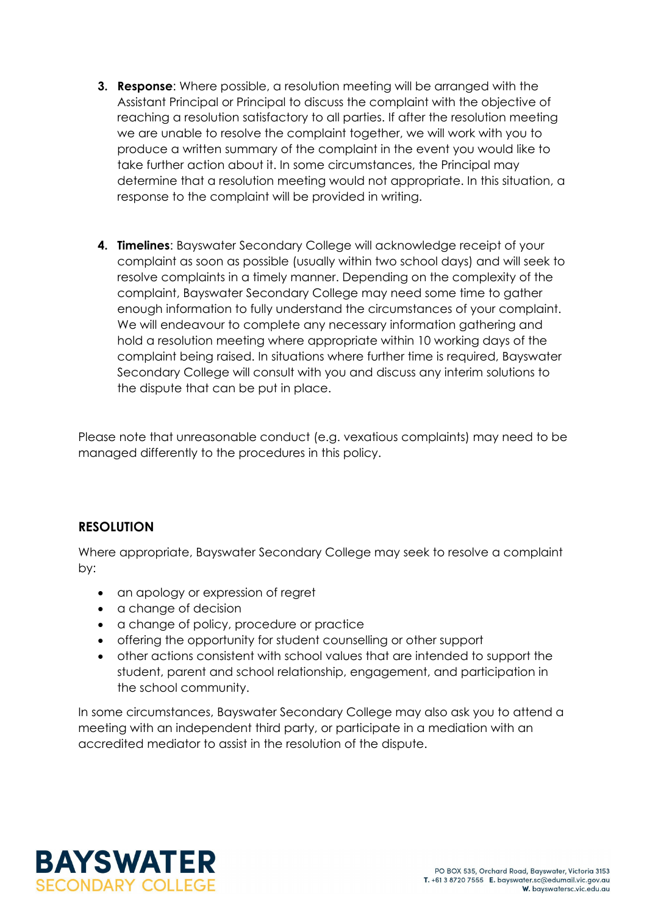3. **Response**: Where possible, a resolution meeting will be arranged with the Assistant Principal or Principal to discuss the complaint with the objective of reaching a resolution satisfactory to all parties. If after the resolution meeting we are unable to resolve the complaint together, we will work with you to produce a written summary of the complaint in the event you would like to take further action about it. In some circumstances, the Principal may determine that a resolution meeting would not appropriate. In this situation, a response to the complaint will be provided in writing.

4. **Timelines**: Bayswater Secondary College will acknowledge receipt of your complaint as soon as possible (usually within two school days) and will seek to resolve complaints in a timely manner. Depending on the complexity of the complaint, Bayswater Secondary College may need some time to gather enough information to fully understand the circumstances of your complaint. We will endeavour to complete any necessary information gathering and hold a resolution meeting where appropriate within 10 working days of the complaint being raised. In situations where further time is required, Bayswater Secondary College will consult with you and discuss any interim solutions to the dispute that can be put in place.

Please note that unreasonable conduct (e.g. vexatious complaints) may need to be managed differently to the procedures in this policy.

## RESOLUTION

Where appropriate, Bayswater Secondary College may seek to resolve a complaint by:

- an apology or expression of regret
- a change of decision
- a change of policy, procedure or practice
- offering the opportunity for student counselling or other support
- other actions consistent with school values that are intended to support the student, parent and school relationship, engagement, and participation in the school community.

In some circumstances, Bayswater Secondary College may also ask you to attend a meeting with an independent third party, or participate in a mediation with an accredited mediator to assist in the resolution of the dispute.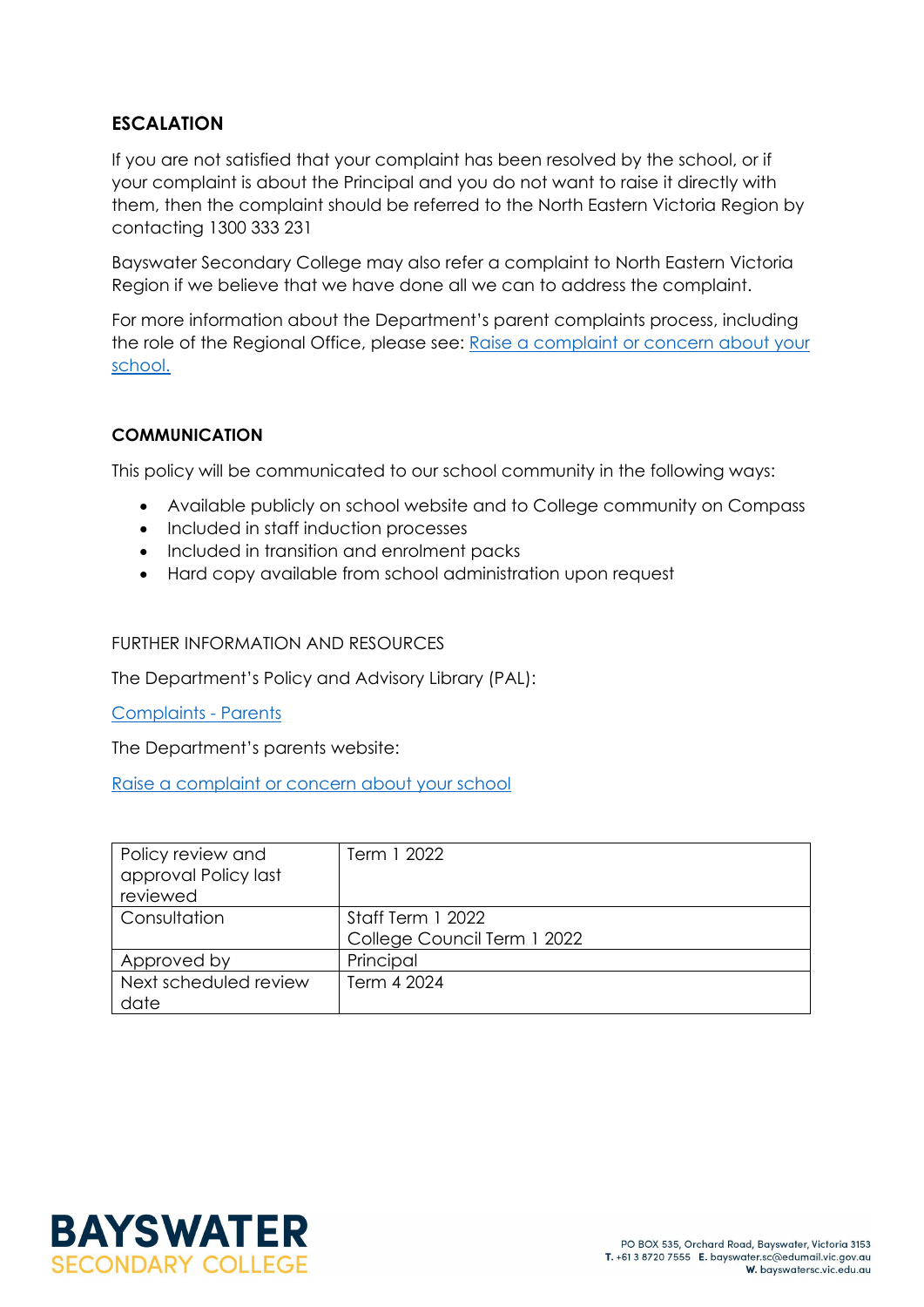## ESCALATION

If you are not satisfied that your complaint has been resolved by the school, or if your complaint is about the Principal and you do not want to raise it directly with them, then the complaint should be referred to the North Eastern Victoria Region by contacting 1300 333 231

Bayswater Secondary College may also refer a complaint to North Eastern Victoria Region if we believe that we have done all we can to address the complaint.

For more information about the Department's parent complaints process, including the role of the Regional Office, please see: Raise a complaint or concern about your school.

## COMMUNICATION

This policy will be communicated to our school community in the following ways:

- Available publicly on school website and to College community on Compass
- Included in staff induction processes
- Included in transition and enrolment packs
- Hard copy available from school administration upon request

FURTHER INFORMATION AND RESOURCES

The Department's Policy and Advisory Library (PAL):

Complaints - Parents

The Department's parents website:

Raise a complaint or concern about your school

| | |
|---|---|
| Policy review and approval Policy last reviewed | Term 1 2022 |
| Consultation | Staff Term 1 2022<br>College Council Term 1 2022 |
| Approved by | Principal |
| Next scheduled review date | Term 4 2024 |